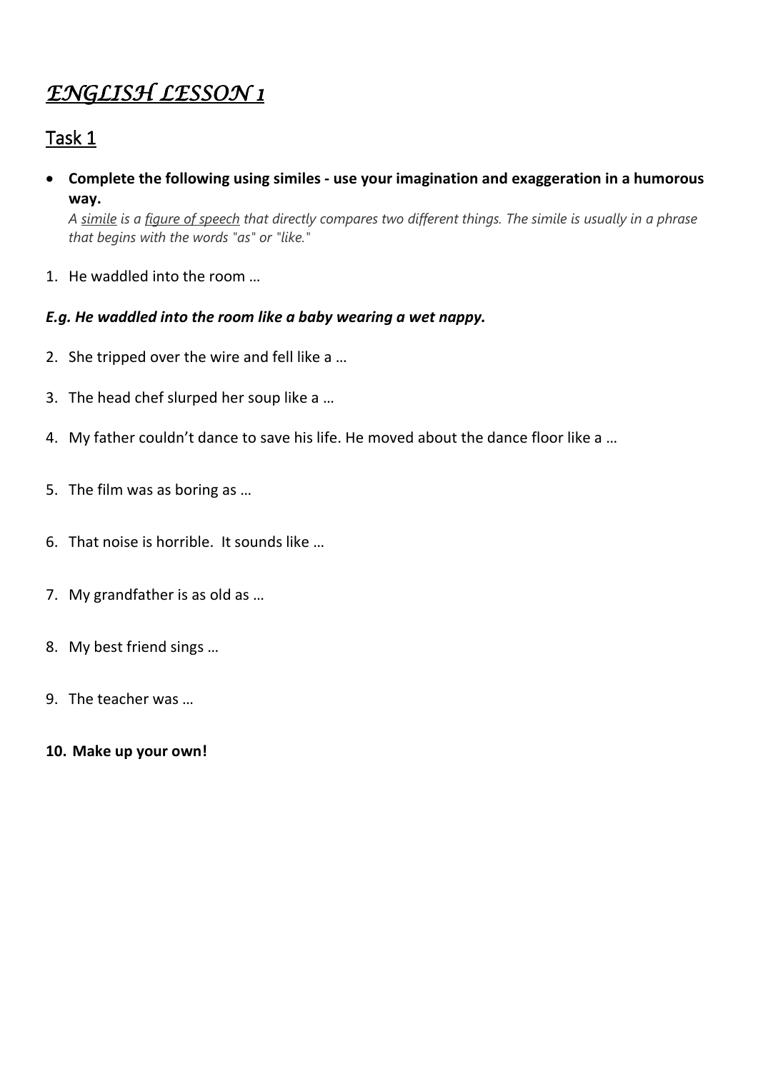# *ENGLISH LESSON 1*

## Task 1

- **Complete the following using similes - use your imagination and exaggeration in a humorous way.**
  *A simile is a figure of speech that directly compares two different things. The simile is usually in a phrase that begins with the words "as" or "like."*

1. He waddled into the room …

***E.g. He waddled into the room like a baby wearing a wet nappy.***

2. She tripped over the wire and fell like a …
3. The head chef slurped her soup like a …
4. My father couldn't dance to save his life. He moved about the dance floor like a …
5. The film was as boring as …
6. That noise is horrible. It sounds like …
7. My grandfather is as old as …
8. My best friend sings …
9. The teacher was …
10. **Make up your own!**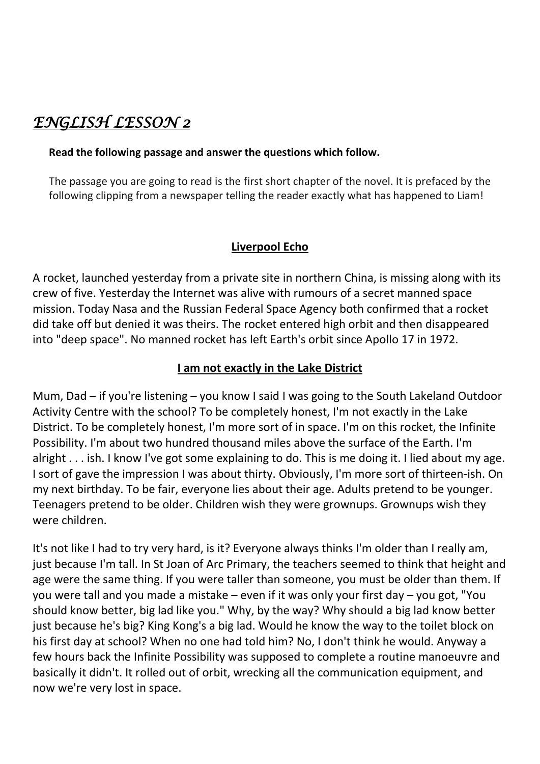# *ENGLISH LESSON 2*

**Read the following passage and answer the questions which follow.**

The passage you are going to read is the first short chapter of the novel. It is prefaced by the following clipping from a newspaper telling the reader exactly what has happened to Liam!

## Liverpool Echo

A rocket, launched yesterday from a private site in northern China, is missing along with its crew of five. Yesterday the Internet was alive with rumours of a secret manned space mission. Today Nasa and the Russian Federal Space Agency both confirmed that a rocket did take off but denied it was theirs. The rocket entered high orbit and then disappeared into "deep space". No manned rocket has left Earth's orbit since Apollo 17 in 1972.

## I am not exactly in the Lake District

Mum, Dad – if you're listening – you know I said I was going to the South Lakeland Outdoor Activity Centre with the school? To be completely honest, I'm not exactly in the Lake District. To be completely honest, I'm more sort of in space. I'm on this rocket, the Infinite Possibility. I'm about two hundred thousand miles above the surface of the Earth. I'm alright . . . ish. I know I've got some explaining to do. This is me doing it. I lied about my age. I sort of gave the impression I was about thirty. Obviously, I'm more sort of thirteen-ish. On my next birthday. To be fair, everyone lies about their age. Adults pretend to be younger. Teenagers pretend to be older. Children wish they were grownups. Grownups wish they were children.

It's not like I had to try very hard, is it? Everyone always thinks I'm older than I really am, just because I'm tall. In St Joan of Arc Primary, the teachers seemed to think that height and age were the same thing. If you were taller than someone, you must be older than them. If you were tall and you made a mistake – even if it was only your first day – you got, "You should know better, big lad like you." Why, by the way? Why should a big lad know better just because he's big? King Kong's a big lad. Would he know the way to the toilet block on his first day at school? When no one had told him? No, I don't think he would. Anyway a few hours back the Infinite Possibility was supposed to complete a routine manoeuvre and basically it didn't. It rolled out of orbit, wrecking all the communication equipment, and now we're very lost in space.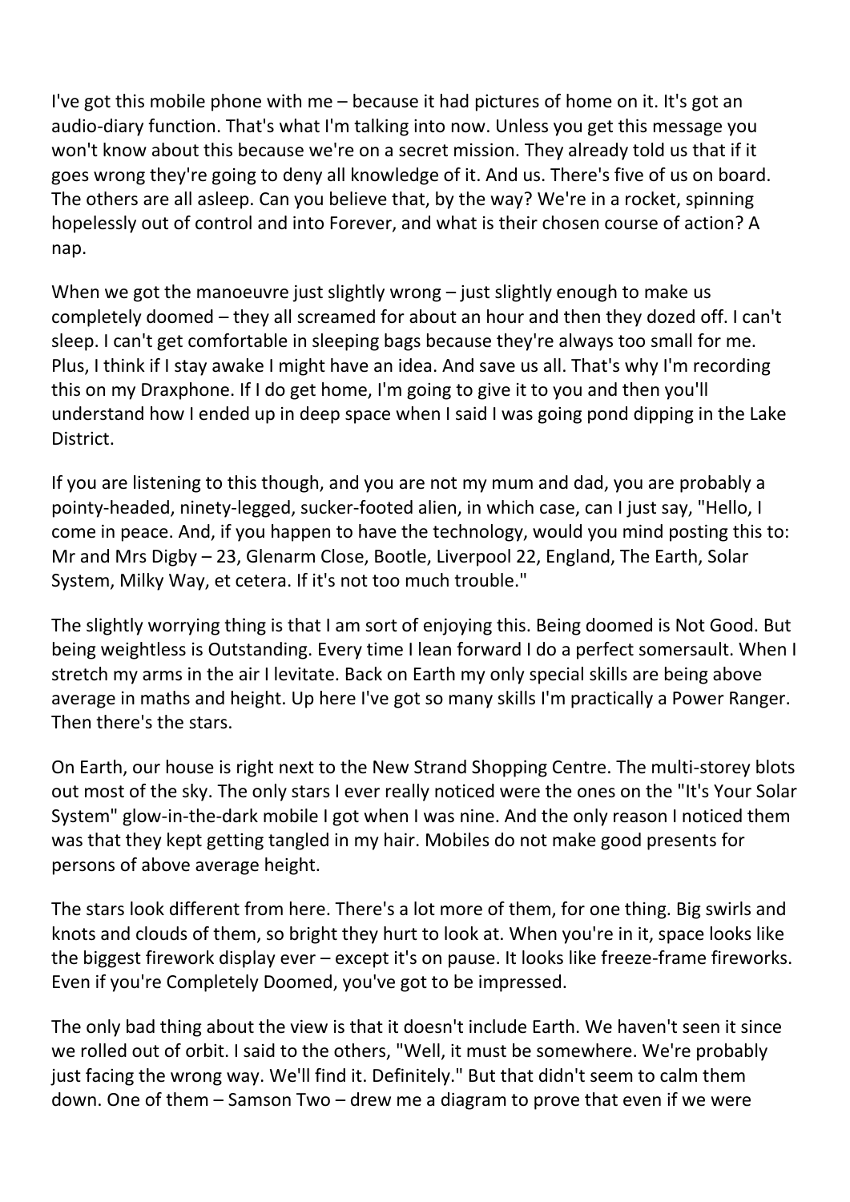I've got this mobile phone with me – because it had pictures of home on it. It's got an audio-diary function. That's what I'm talking into now. Unless you get this message you won't know about this because we're on a secret mission. They already told us that if it goes wrong they're going to deny all knowledge of it. And us. There's five of us on board. The others are all asleep. Can you believe that, by the way? We're in a rocket, spinning hopelessly out of control and into Forever, and what is their chosen course of action? A nap.

When we got the manoeuvre just slightly wrong – just slightly enough to make us completely doomed – they all screamed for about an hour and then they dozed off. I can't sleep. I can't get comfortable in sleeping bags because they're always too small for me. Plus, I think if I stay awake I might have an idea. And save us all. That's why I'm recording this on my Draxphone. If I do get home, I'm going to give it to you and then you'll understand how I ended up in deep space when I said I was going pond dipping in the Lake District.

If you are listening to this though, and you are not my mum and dad, you are probably a pointy-headed, ninety-legged, sucker-footed alien, in which case, can I just say, "Hello, I come in peace. And, if you happen to have the technology, would you mind posting this to: Mr and Mrs Digby – 23, Glenarm Close, Bootle, Liverpool 22, England, The Earth, Solar System, Milky Way, et cetera. If it's not too much trouble."

The slightly worrying thing is that I am sort of enjoying this. Being doomed is Not Good. But being weightless is Outstanding. Every time I lean forward I do a perfect somersault. When I stretch my arms in the air I levitate. Back on Earth my only special skills are being above average in maths and height. Up here I've got so many skills I'm practically a Power Ranger. Then there's the stars.

On Earth, our house is right next to the New Strand Shopping Centre. The multi-storey blots out most of the sky. The only stars I ever really noticed were the ones on the "It's Your Solar System" glow-in-the-dark mobile I got when I was nine. And the only reason I noticed them was that they kept getting tangled in my hair. Mobiles do not make good presents for persons of above average height.

The stars look different from here. There's a lot more of them, for one thing. Big swirls and knots and clouds of them, so bright they hurt to look at. When you're in it, space looks like the biggest firework display ever – except it's on pause. It looks like freeze-frame fireworks. Even if you're Completely Doomed, you've got to be impressed.

The only bad thing about the view is that it doesn't include Earth. We haven't seen it since we rolled out of orbit. I said to the others, "Well, it must be somewhere. We're probably just facing the wrong way. We'll find it. Definitely." But that didn't seem to calm them down. One of them – Samson Two – drew me a diagram to prove that even if we were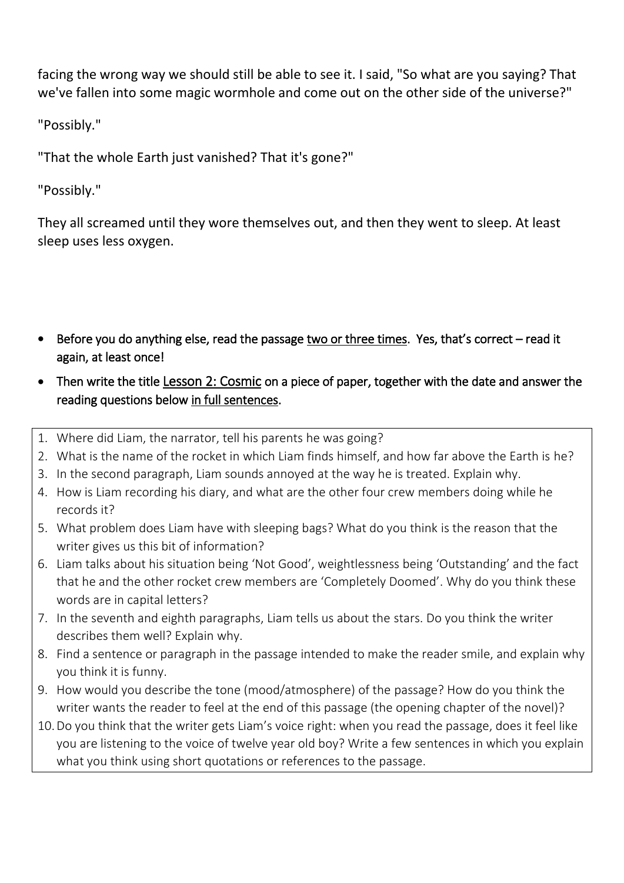facing the wrong way we should still be able to see it. I said, "So what are you saying? That we've fallen into some magic wormhole and come out on the other side of the universe?"

"Possibly."

"That the whole Earth just vanished? That it's gone?"

"Possibly."

They all screamed until they wore themselves out, and then they went to sleep. At least sleep uses less oxygen.

- **Before you do anything else, read the passage <u>two or three times</u>. Yes, that's correct – read it again, at least once!**
- **Then write the title <u>Lesson 2: Cosmic</u> on a piece of paper, together with the date and answer the reading questions below <u>in full sentences</u>.**

1. Where did Liam, the narrator, tell his parents he was going?
2. What is the name of the rocket in which Liam finds himself, and how far above the Earth is he?
3. In the second paragraph, Liam sounds annoyed at the way he is treated. Explain why.
4. How is Liam recording his diary, and what are the other four crew members doing while he records it?
5. What problem does Liam have with sleeping bags? What do you think is the reason that the writer gives us this bit of information?
6. Liam talks about his situation being 'Not Good', weightlessness being 'Outstanding' and the fact that he and the other rocket crew members are 'Completely Doomed'. Why do you think these words are in capital letters?
7. In the seventh and eighth paragraphs, Liam tells us about the stars. Do you think the writer describes them well? Explain why.
8. Find a sentence or paragraph in the passage intended to make the reader smile, and explain why you think it is funny.
9. How would you describe the tone (mood/atmosphere) of the passage? How do you think the writer wants the reader to feel at the end of this passage (the opening chapter of the novel)?
10. Do you think that the writer gets Liam's voice right: when you read the passage, does it feel like you are listening to the voice of twelve year old boy? Write a few sentences in which you explain what you think using short quotations or references to the passage.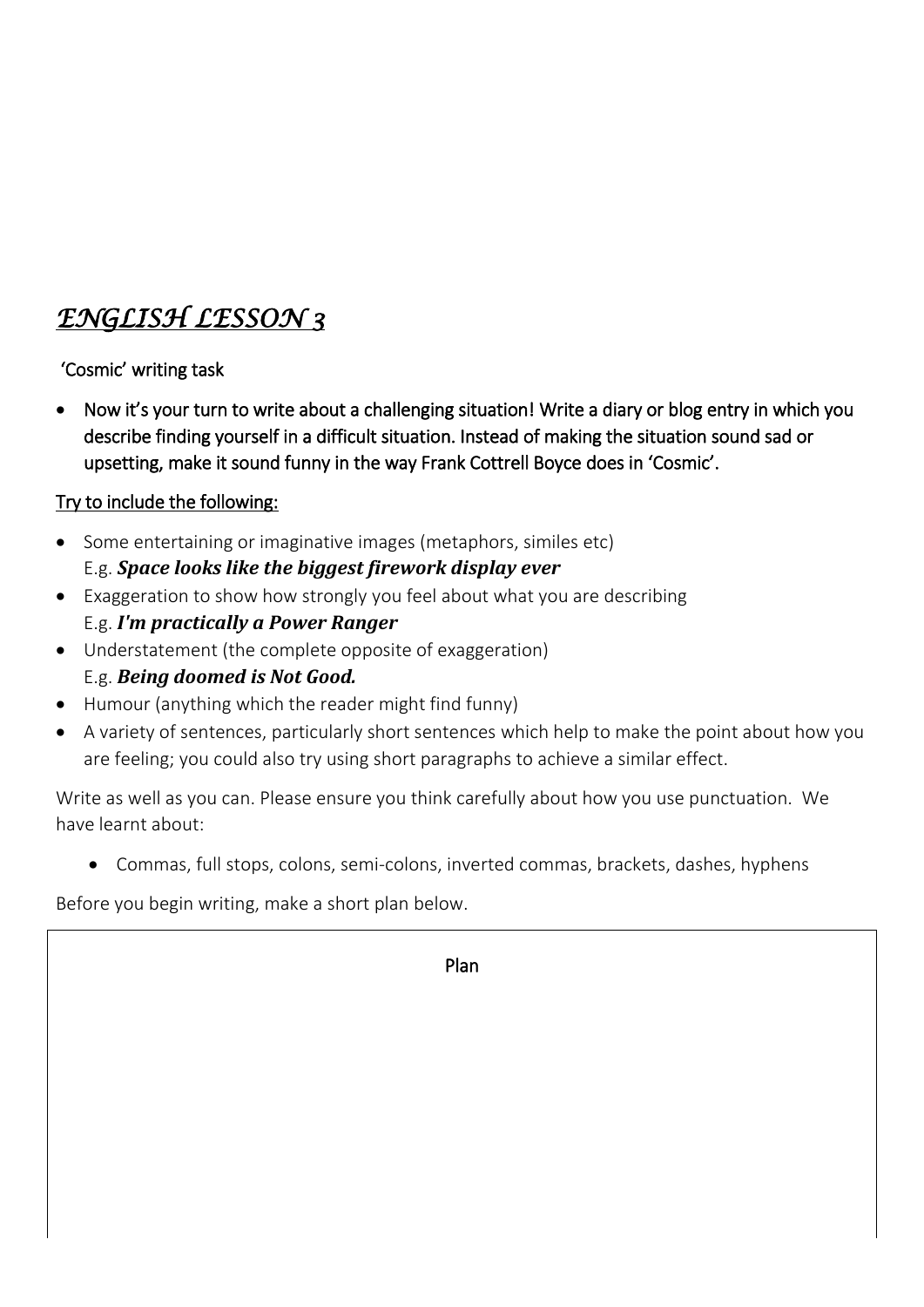# *ENGLISH LESSON 3*

'Cosmic' writing task

- Now it's your turn to write about a challenging situation! Write a diary or blog entry in which you describe finding yourself in a difficult situation. Instead of making the situation sound sad or upsetting, make it sound funny in the way Frank Cottrell Boyce does in 'Cosmic'.

Try to include the following:

- Some entertaining or imaginative images (metaphors, similes etc)
  E.g. ***Space looks like the biggest firework display ever***
- Exaggeration to show how strongly you feel about what you are describing
  E.g. ***I'm practically a Power Ranger***
- Understatement (the complete opposite of exaggeration)
  E.g. ***Being doomed is Not Good.***
- Humour (anything which the reader might find funny)
- A variety of sentences, particularly short sentences which help to make the point about how you are feeling; you could also try using short paragraphs to achieve a similar effect.

Write as well as you can. Please ensure you think carefully about how you use punctuation. We have learnt about:

- Commas, full stops, colons, semi-colons, inverted commas, brackets, dashes, hyphens

Before you begin writing, make a short plan below.

Plan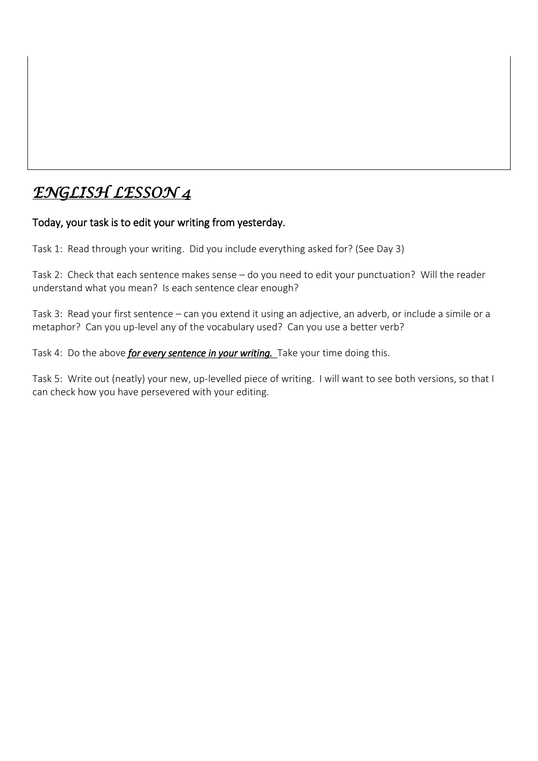# *ENGLISH LESSON 4*

Today, your task is to edit your writing from yesterday.

Task 1: Read through your writing. Did you include everything asked for? (See Day 3)

Task 2: Check that each sentence makes sense – do you need to edit your punctuation? Will the reader understand what you mean? Is each sentence clear enough?

Task 3: Read your first sentence – can you extend it using an adjective, an adverb, or include a simile or a metaphor? Can you up-level any of the vocabulary used? Can you use a better verb?

Task 4: Do the above ***for every sentence in your writing.*** Take your time doing this.

Task 5: Write out (neatly) your new, up-levelled piece of writing. I will want to see both versions, so that I can check how you have persevered with your editing.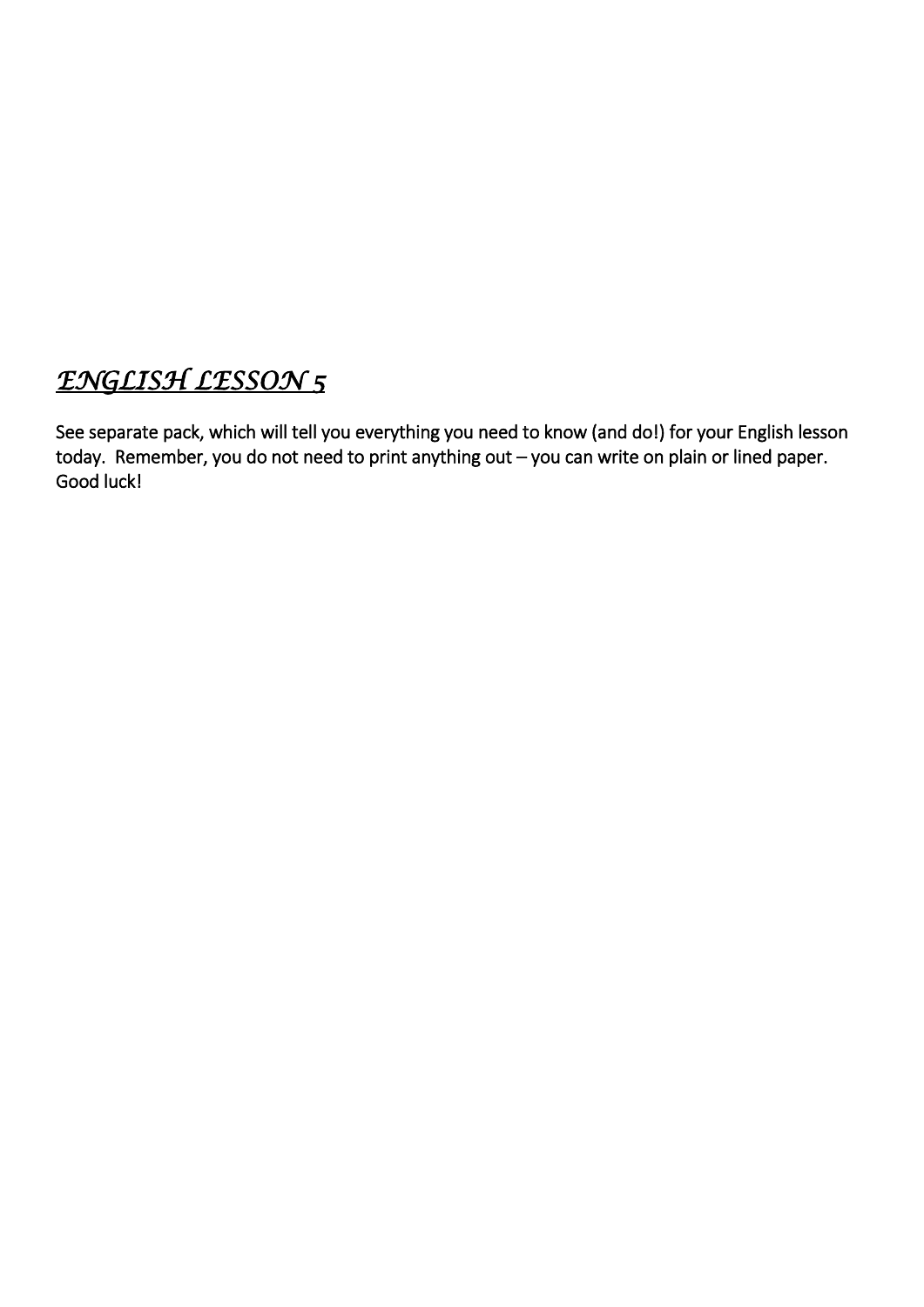# ***<u>ENGLISH LESSON 5</u>***

See separate pack, which will tell you everything you need to know (and do!) for your English lesson today. Remember, you do not need to print anything out – you can write on plain or lined paper. Good luck!